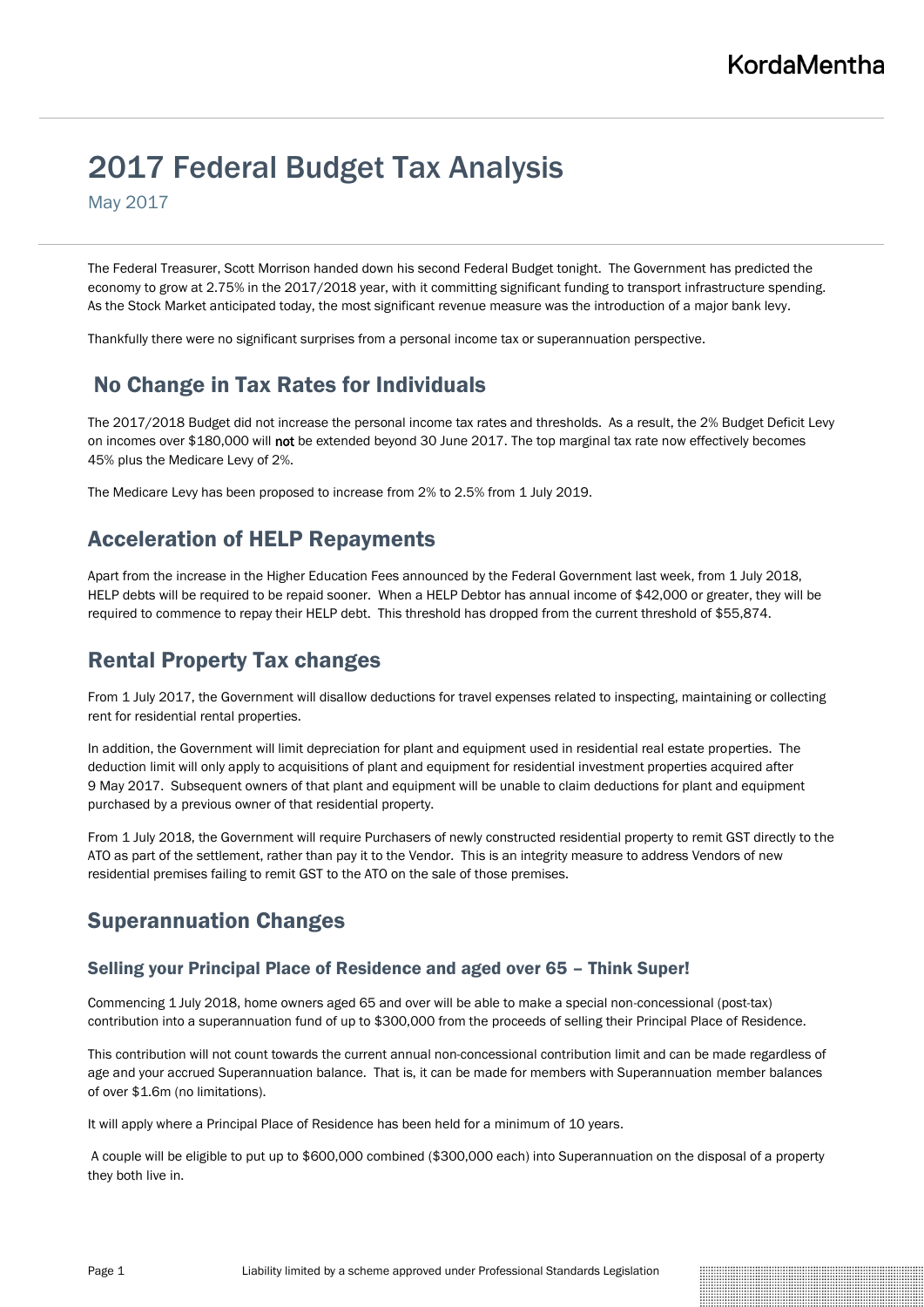# 2017 Federal Budget Tax Analysis

May 2017

The Federal Treasurer, Scott Morrison handed down his second Federal Budget tonight. The Government has predicted the economy to grow at 2.75% in the 2017/2018 year, with it committing significant funding to transport infrastructure spending. As the Stock Market anticipated today, the most significant revenue measure was the introduction of a major bank levy.

Thankfully there were no significant surprises from a personal income tax or superannuation perspective.

## No Change in Tax Rates for Individuals

The 2017/2018 Budget did not increase the personal income tax rates and thresholds. As a result, the 2% Budget Deficit Levy on incomes over $180,000 will **not** be extended beyond 30 June 2017. The top marginal tax rate now effectively becomes 45% plus the Medicare Levy of 2%.

The Medicare Levy has been proposed to increase from 2% to 2.5% from 1 July 2019.

## Acceleration of HELP Repayments

Apart from the increase in the Higher Education Fees announced by the Federal Government last week, from 1 July 2018, HELP debts will be required to be repaid sooner. When a HELP Debtor has annual income of $42,000 or greater, they will be required to commence to repay their HELP debt. This threshold has dropped from the current threshold of $55,874.

## Rental Property Tax changes

From 1 July 2017, the Government will disallow deductions for travel expenses related to inspecting, maintaining or collecting rent for residential rental properties.

In addition, the Government will limit depreciation for plant and equipment used in residential real estate properties. The deduction limit will only apply to acquisitions of plant and equipment for residential investment properties acquired after 9 May 2017. Subsequent owners of that plant and equipment will be unable to claim deductions for plant and equipment purchased by a previous owner of that residential property.

From 1 July 2018, the Government will require Purchasers of newly constructed residential property to remit GST directly to the ATO as part of the settlement, rather than pay it to the Vendor. This is an integrity measure to address Vendors of new residential premises failing to remit GST to the ATO on the sale of those premises.

## Superannuation Changes

### Selling your Principal Place of Residence and aged over 65 – Think Super!

Commencing 1 July 2018, home owners aged 65 and over will be able to make a special non-concessional (post-tax) contribution into a superannuation fund of up to $300,000 from the proceeds of selling their Principal Place of Residence.

This contribution will not count towards the current annual non-concessional contribution limit and can be made regardless of age and your accrued Superannuation balance. That is, it can be made for members with Superannuation member balances of over $1.6m (no limitations).

It will apply where a Principal Place of Residence has been held for a minimum of 10 years.

A couple will be eligible to put up to $600,000 combined ($300,000 each) into Superannuation on the disposal of a property they both live in.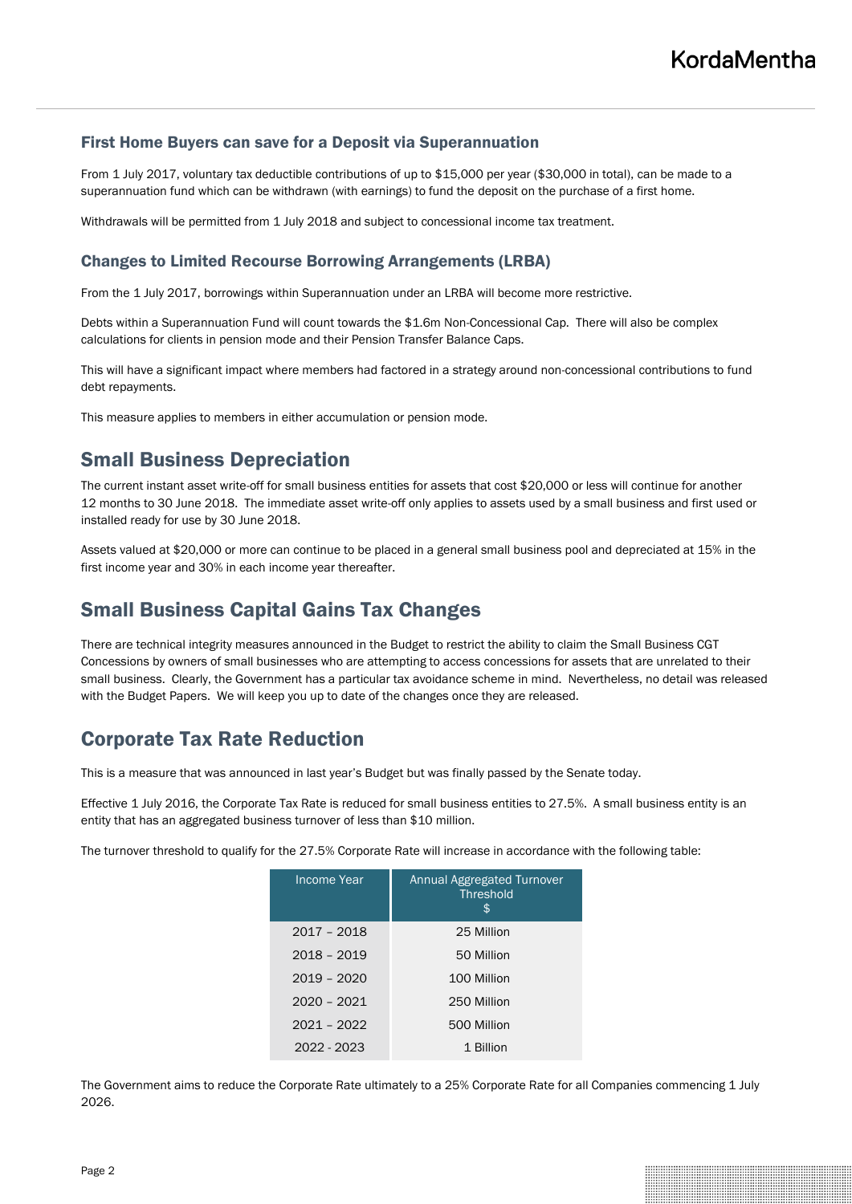### First Home Buyers can save for a Deposit via Superannuation

From 1 July 2017, voluntary tax deductible contributions of up to $15,000 per year ($30,000 in total), can be made to a superannuation fund which can be withdrawn (with earnings) to fund the deposit on the purchase of a first home.

Withdrawals will be permitted from 1 July 2018 and subject to concessional income tax treatment.

### Changes to Limited Recourse Borrowing Arrangements (LRBA)

From the 1 July 2017, borrowings within Superannuation under an LRBA will become more restrictive.

Debts within a Superannuation Fund will count towards the $1.6m Non-Concessional Cap. There will also be complex calculations for clients in pension mode and their Pension Transfer Balance Caps.

This will have a significant impact where members had factored in a strategy around non-concessional contributions to fund debt repayments.

This measure applies to members in either accumulation or pension mode.

## Small Business Depreciation

The current instant asset write-off for small business entities for assets that cost $20,000 or less will continue for another 12 months to 30 June 2018. The immediate asset write-off only applies to assets used by a small business and first used or installed ready for use by 30 June 2018.

Assets valued at $20,000 or more can continue to be placed in a general small business pool and depreciated at 15% in the first income year and 30% in each income year thereafter.

## Small Business Capital Gains Tax Changes

There are technical integrity measures announced in the Budget to restrict the ability to claim the Small Business CGT Concessions by owners of small businesses who are attempting to access concessions for assets that are unrelated to their small business. Clearly, the Government has a particular tax avoidance scheme in mind. Nevertheless, no detail was released with the Budget Papers. We will keep you up to date of the changes once they are released.

## Corporate Tax Rate Reduction

This is a measure that was announced in last year's Budget but was finally passed by the Senate today.

Effective 1 July 2016, the Corporate Tax Rate is reduced for small business entities to 27.5%. A small business entity is an entity that has an aggregated business turnover of less than $10 million.

The turnover threshold to qualify for the 27.5% Corporate Rate will increase in accordance with the following table:

| Income Year | Annual Aggregated Turnover Threshold $ |
|---|---|
| 2017 – 2018 | 25 Million |
| 2018 – 2019 | 50 Million |
| 2019 – 2020 | 100 Million |
| 2020 – 2021 | 250 Million |
| 2021 – 2022 | 500 Million |
| 2022 - 2023 | 1 Billion |

The Government aims to reduce the Corporate Rate ultimately to a 25% Corporate Rate for all Companies commencing 1 July 2026.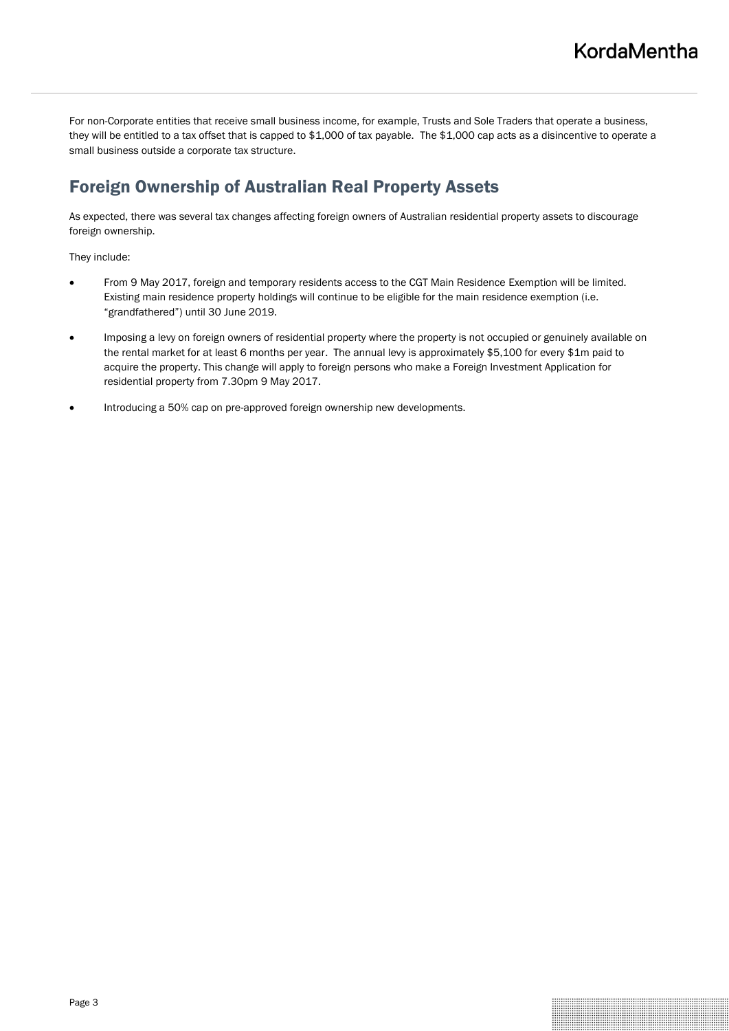For non-Corporate entities that receive small business income, for example, Trusts and Sole Traders that operate a business, they will be entitled to a tax offset that is capped to $1,000 of tax payable. The $1,000 cap acts as a disincentive to operate a small business outside a corporate tax structure.

## Foreign Ownership of Australian Real Property Assets

As expected, there was several tax changes affecting foreign owners of Australian residential property assets to discourage foreign ownership.

They include:

- From 9 May 2017, foreign and temporary residents access to the CGT Main Residence Exemption will be limited. Existing main residence property holdings will continue to be eligible for the main residence exemption (i.e. "grandfathered") until 30 June 2019.
- Imposing a levy on foreign owners of residential property where the property is not occupied or genuinely available on the rental market for at least 6 months per year. The annual levy is approximately $5,100 for every $1m paid to acquire the property. This change will apply to foreign persons who make a Foreign Investment Application for residential property from 7.30pm 9 May 2017.
- Introducing a 50% cap on pre-approved foreign ownership new developments.